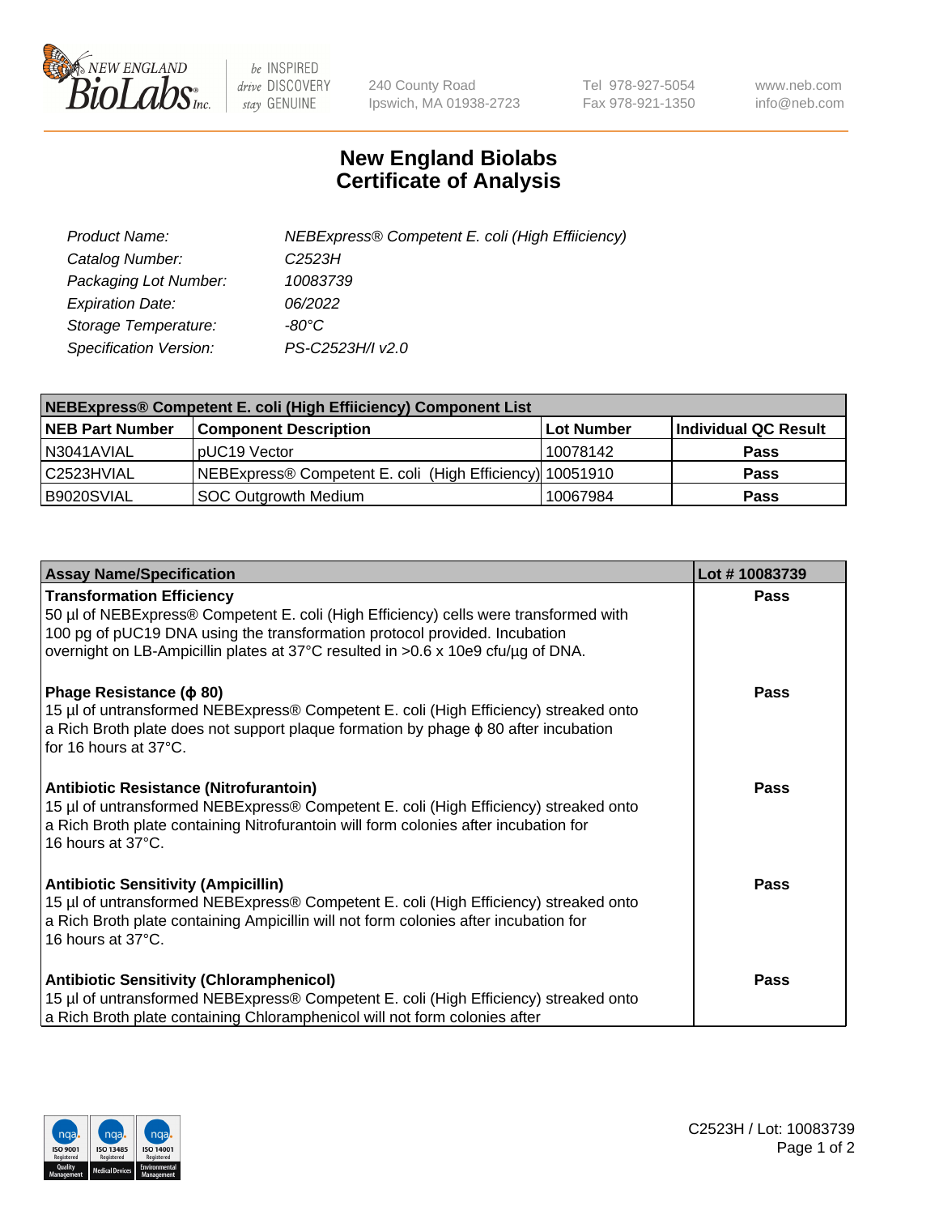# New England Biolabs Certificate of Analysis

| | |
|---|---|
| *Product Name:* | *NEBExpress® Competent E. coli (High Effiiciency)* |
| *Catalog Number:* | *C2523H* |
| *Packaging Lot Number:* | *10083739* |
| *Expiration Date:* | *06/2022* |
| *Storage Temperature:* | *-80°C* |
| *Specification Version:* | *PS-C2523H/I v2.0* |

| NEBExpress® Competent E. coli (High Effiiciency) Component List | | | |
|---|---|---|---|
| **NEB Part Number** | **Component Description** | **Lot Number** | **Individual QC Result** |
| N3041AVIAL | pUC19 Vector | 10078142 | **Pass** |
| C2523HVIAL | NEBExpress® Competent E. coli (High Efficiency) | 10051910 | **Pass** |
| B9020SVIAL | SOC Outgrowth Medium | 10067984 | **Pass** |

| Assay Name/Specification | Lot # 10083739 |
|---|---|
| **Transformation Efficiency**<br>50 µl of NEBExpress® Competent E. coli (High Efficiency) cells were transformed with 100 pg of pUC19 DNA using the transformation protocol provided. Incubation overnight on LB-Ampicillin plates at 37°C resulted in >0.6 x 10e9 cfu/µg of DNA. | **Pass** |
| **Phage Resistance (ϕ 80)**<br>15 µl of untransformed NEBExpress® Competent E. coli (High Efficiency) streaked onto a Rich Broth plate does not support plaque formation by phage ϕ 80 after incubation for 16 hours at 37°C. | **Pass** |
| **Antibiotic Resistance (Nitrofurantoin)**<br>15 µl of untransformed NEBExpress® Competent E. coli (High Efficiency) streaked onto a Rich Broth plate containing Nitrofurantoin will form colonies after incubation for 16 hours at 37°C. | **Pass** |
| **Antibiotic Sensitivity (Ampicillin)**<br>15 µl of untransformed NEBExpress® Competent E. coli (High Efficiency) streaked onto a Rich Broth plate containing Ampicillin will not form colonies after incubation for 16 hours at 37°C. | **Pass** |
| **Antibiotic Sensitivity (Chloramphenicol)**<br>15 µl of untransformed NEBExpress® Competent E. coli (High Efficiency) streaked onto a Rich Broth plate containing Chloramphenicol will not form colonies after | **Pass** |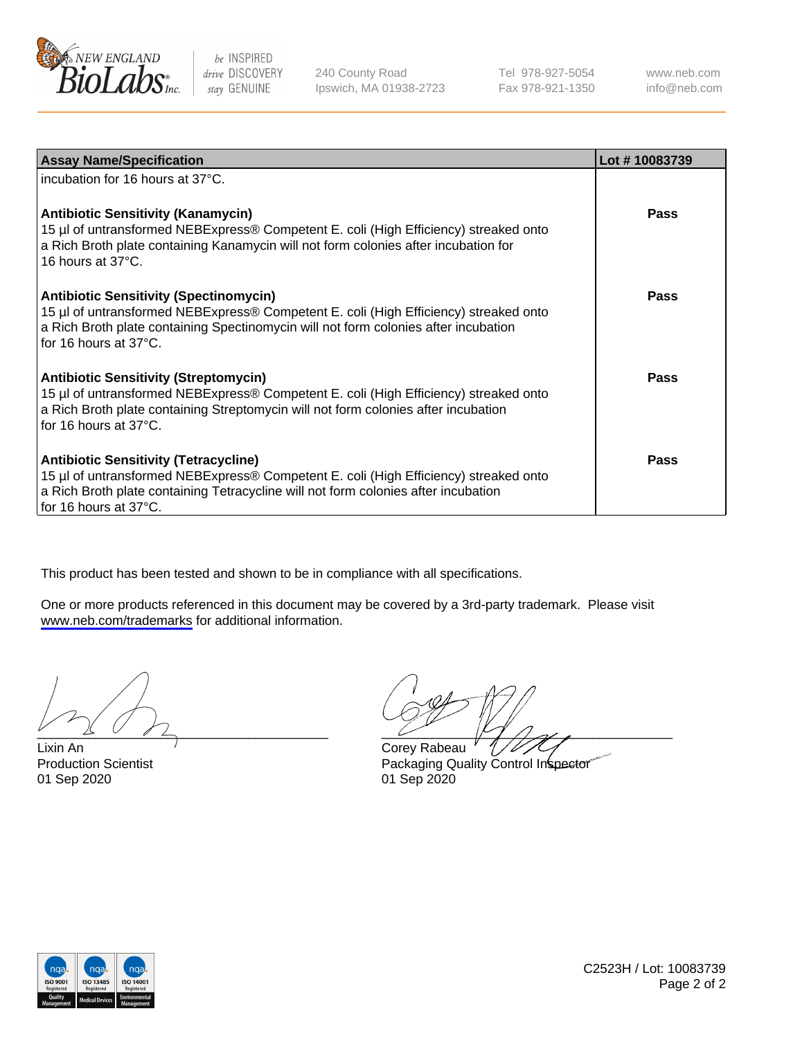| Assay Name/Specification | Lot # 10083739 |
| --- | --- |
| incubation for 16 hours at 37°C. | |
| **Antibiotic Sensitivity (Kanamycin)**<br>15 µl of untransformed NEBExpress® Competent E. coli (High Efficiency) streaked onto a Rich Broth plate containing Kanamycin will not form colonies after incubation for 16 hours at 37°C. | **Pass** |
| **Antibiotic Sensitivity (Spectinomycin)**<br>15 µl of untransformed NEBExpress® Competent E. coli (High Efficiency) streaked onto a Rich Broth plate containing Spectinomycin will not form colonies after incubation for 16 hours at 37°C. | **Pass** |
| **Antibiotic Sensitivity (Streptomycin)**<br>15 µl of untransformed NEBExpress® Competent E. coli (High Efficiency) streaked onto a Rich Broth plate containing Streptomycin will not form colonies after incubation for 16 hours at 37°C. | **Pass** |
| **Antibiotic Sensitivity (Tetracycline)**<br>15 µl of untransformed NEBExpress® Competent E. coli (High Efficiency) streaked onto a Rich Broth plate containing Tetracycline will not form colonies after incubation for 16 hours at 37°C. | **Pass** |

This product has been tested and shown to be in compliance with all specifications.

One or more products referenced in this document may be covered by a 3rd-party trademark. Please visit www.neb.com/trademarks for additional information.

Lixin An
Production Scientist
01 Sep 2020

Corey Rabeau
Packaging Quality Control Inspector
01 Sep 2020

C2523H / Lot: 10083739